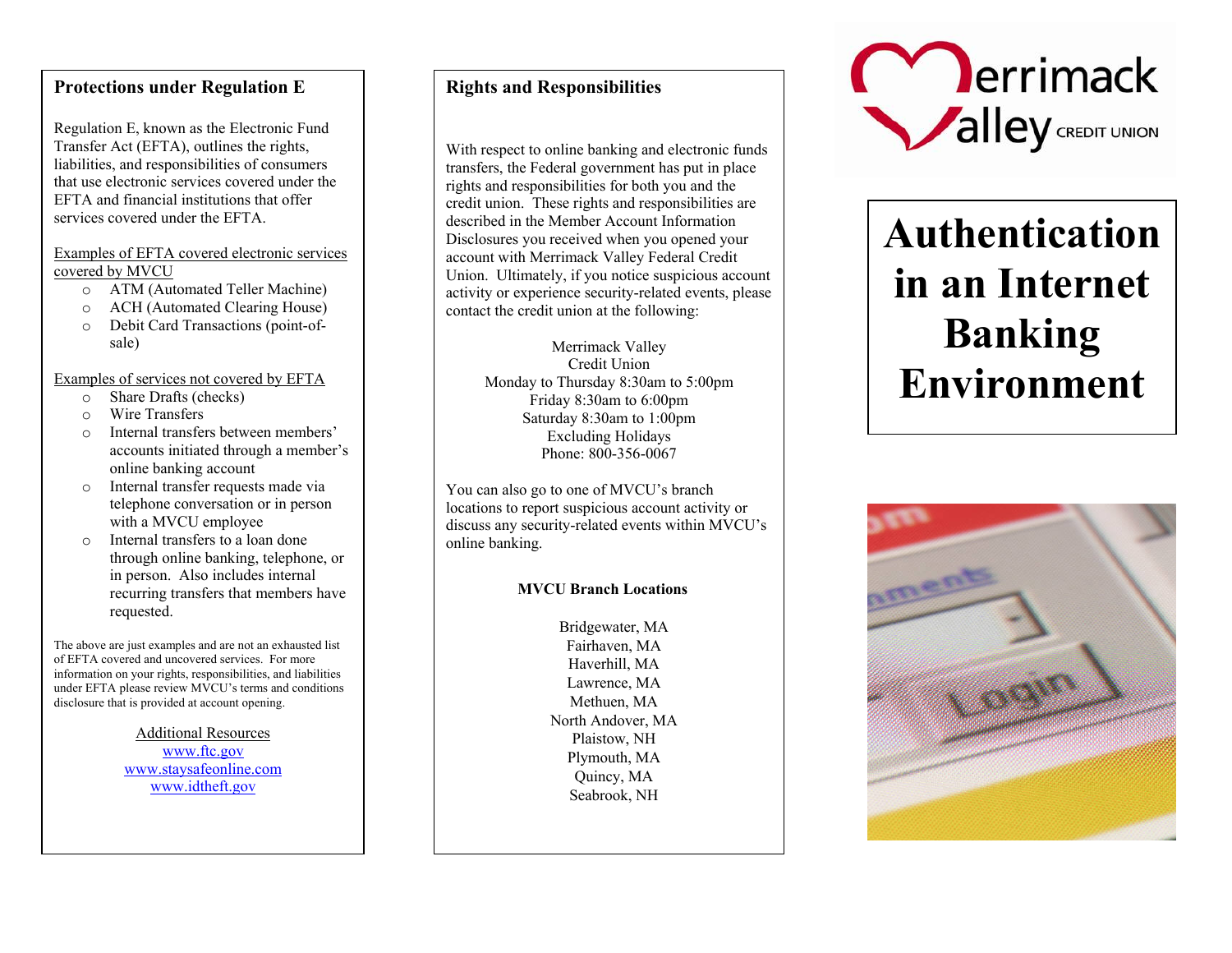## Protections under Regulation E

Regulation E, known as the Electronic Fund Transfer Act (EFTA), outlines the rights, liabilities, and responsibilities of consumers that use electronic services covered under the EFTA and financial institutions that offer services covered under the EFTA.

Examples of EFTA covered electronic services covered by MVCU

- ATM (Automated Teller Machine)
- ACH (Automated Clearing House)
- Debit Card Transactions (point-of-sale)

Examples of services not covered by EFTA

- Share Drafts (checks)
- Wire Transfers
- Internal transfers between members' accounts initiated through a member's online banking account
- Internal transfer requests made via telephone conversation or in person with a MVCU employee
- Internal transfers to a loan done through online banking, telephone, or in person. Also includes internal recurring transfers that members have requested.

The above are just examples and are not an exhausted list of EFTA covered and uncovered services. For more information on your rights, responsibilities, and liabilities under EFTA please review MVCU's terms and conditions disclosure that is provided at account opening.

Additional Resources
www.ftc.gov
www.staysafeonline.com
www.idtheft.gov

## Rights and Responsibilities

With respect to online banking and electronic funds transfers, the Federal government has put in place rights and responsibilities for both you and the credit union. These rights and responsibilities are described in the Member Account Information Disclosures you received when you opened your account with Merrimack Valley Federal Credit Union. Ultimately, if you notice suspicious account activity or experience security-related events, please contact the credit union at the following:

Merrimack Valley
Credit Union
Monday to Thursday 8:30am to 5:00pm
Friday 8:30am to 6:00pm
Saturday 8:30am to 1:00pm
Excluding Holidays
Phone: 800-356-0067

You can also go to one of MVCU's branch locations to report suspicious account activity or discuss any security-related events within MVCU's online banking.

**MVCU Branch Locations**

Bridgewater, MA
Fairhaven, MA
Haverhill, MA
Lawrence, MA
Methuen, MA
North Andover, MA
Plaistow, NH
Plymouth, MA
Quincy, MA
Seabrook, NH

Merrimack Valley CREDIT UNION

# Authentication in an Internet Banking Environment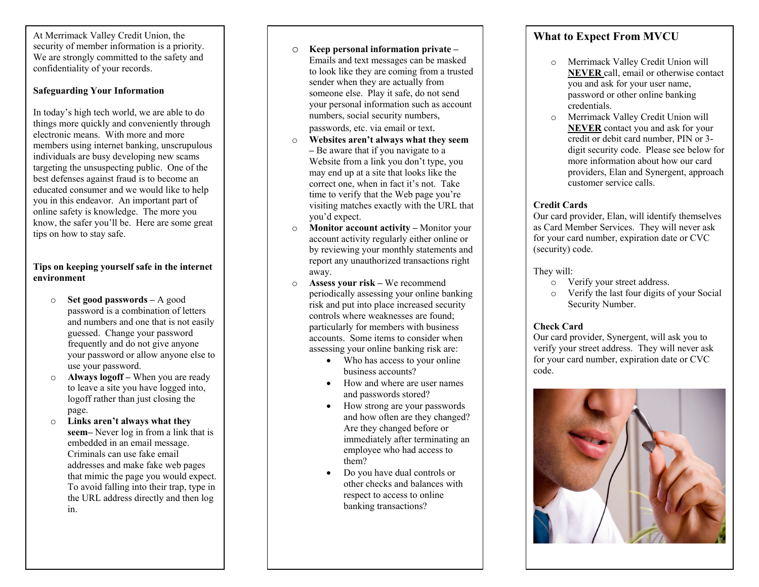At Merrimack Valley Credit Union, the security of member information is a priority. We are strongly committed to the safety and confidentiality of your records.

**Safeguarding Your Information**

In today's high tech world, we are able to do things more quickly and conveniently through electronic means. With more and more members using internet banking, unscrupulous individuals are busy developing new scams targeting the unsuspecting public. One of the best defenses against fraud is to become an educated consumer and we would like to help you in this endeavor. An important part of online safety is knowledge. The more you know, the safer you'll be. Here are some great tips on how to stay safe.

**Tips on keeping yourself safe in the internet environment**

- **Set good passwords –** A good password is a combination of letters and numbers and one that is not easily guessed. Change your password frequently and do not give anyone your password or allow anyone else to use your password.
- **Always logoff –** When you are ready to leave a site you have logged into, logoff rather than just closing the page.
- **Links aren't always what they seem–** Never log in from a link that is embedded in an email message. Criminals can use fake email addresses and make fake web pages that mimic the page you would expect. To avoid falling into their trap, type in the URL address directly and then log in.
- **Keep personal information private –** Emails and text messages can be masked to look like they are coming from a trusted sender when they are actually from someone else. Play it safe, do not send your personal information such as account numbers, social security numbers, passwords, etc. via email or text.
- **Websites aren't always what they seem –** Be aware that if you navigate to a Website from a link you don't type, you may end up at a site that looks like the correct one, when in fact it's not. Take time to verify that the Web page you're visiting matches exactly with the URL that you'd expect.
- **Monitor account activity –** Monitor your account activity regularly either online or by reviewing your monthly statements and report any unauthorized transactions right away.
- **Assess your risk –** We recommend periodically assessing your online banking risk and put into place increased security controls where weaknesses are found; particularly for members with business accounts. Some items to consider when assessing your online banking risk are:
  - Who has access to your online business accounts?
  - How and where are user names and passwords stored?
  - How strong are your passwords and how often are they changed? Are they changed before or immediately after terminating an employee who had access to them?
  - Do you have dual controls or other checks and balances with respect to access to online banking transactions?

## What to Expect From MVCU

- Merrimack Valley Credit Union will **NEVER** call, email or otherwise contact you and ask for your user name, password or other online banking credentials.
- Merrimack Valley Credit Union will **NEVER** contact you and ask for your credit or debit card number, PIN or 3-digit security code. Please see below for more information about how our card providers, Elan and Synergent, approach customer service calls.

**Credit Cards**

Our card provider, Elan, will identify themselves as Card Member Services. They will never ask for your card number, expiration date or CVC (security) code.

They will:

- Verify your street address.
- Verify the last four digits of your Social Security Number.

**Check Card**

Our card provider, Synergent, will ask you to verify your street address. They will never ask for your card number, expiration date or CVC code.